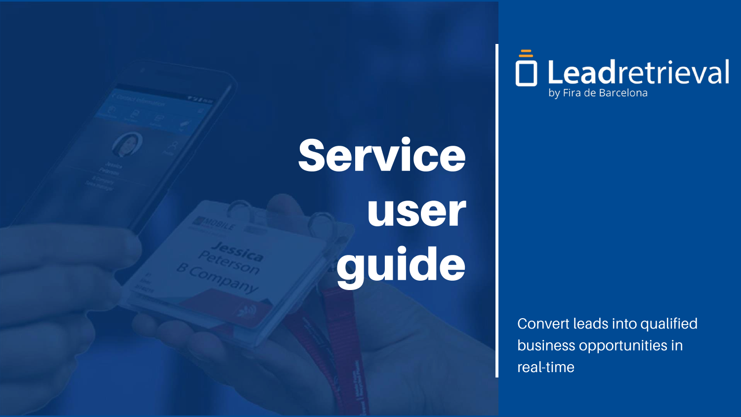# Service user guide

Leadretrieval
by Fira de Barcelona

Convert leads into qualified business opportunities in real-time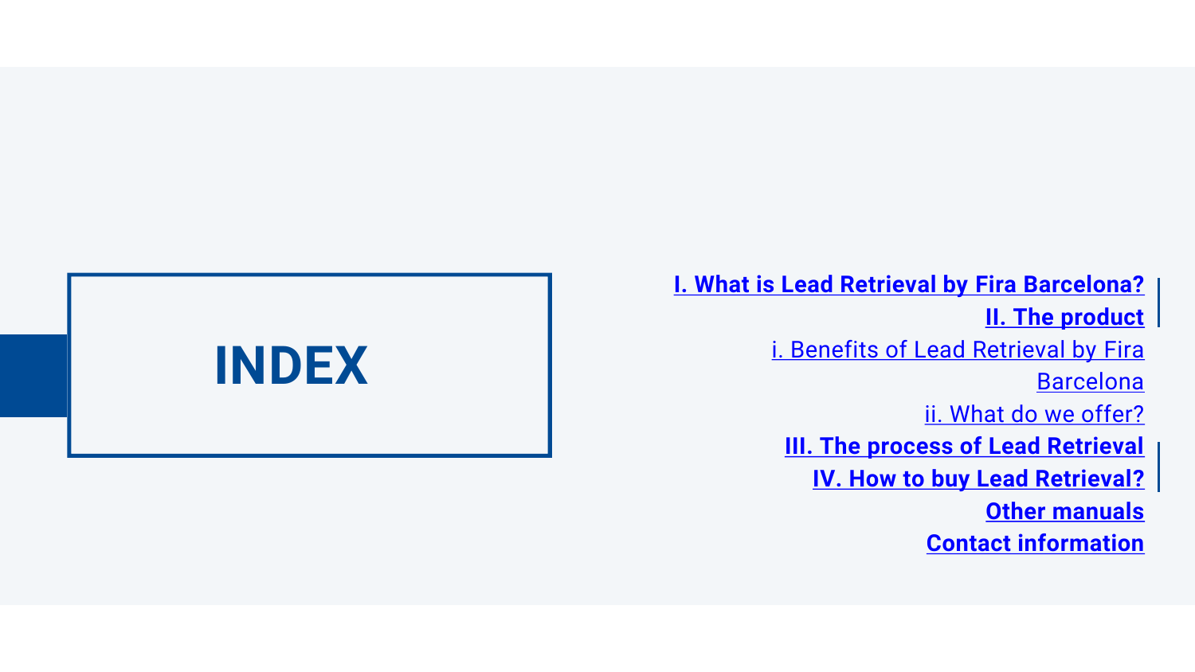# INDEX

- **I. What is Lead Retrieval by Fira Barcelona?**
- **II. The product**
  - i. Benefits of Lead Retrieval by Fira Barcelona
  - ii. What do we offer?
- **III. The process of Lead Retrieval**
- **IV. How to buy Lead Retrieval?**
- **Other manuals**
- **Contact information**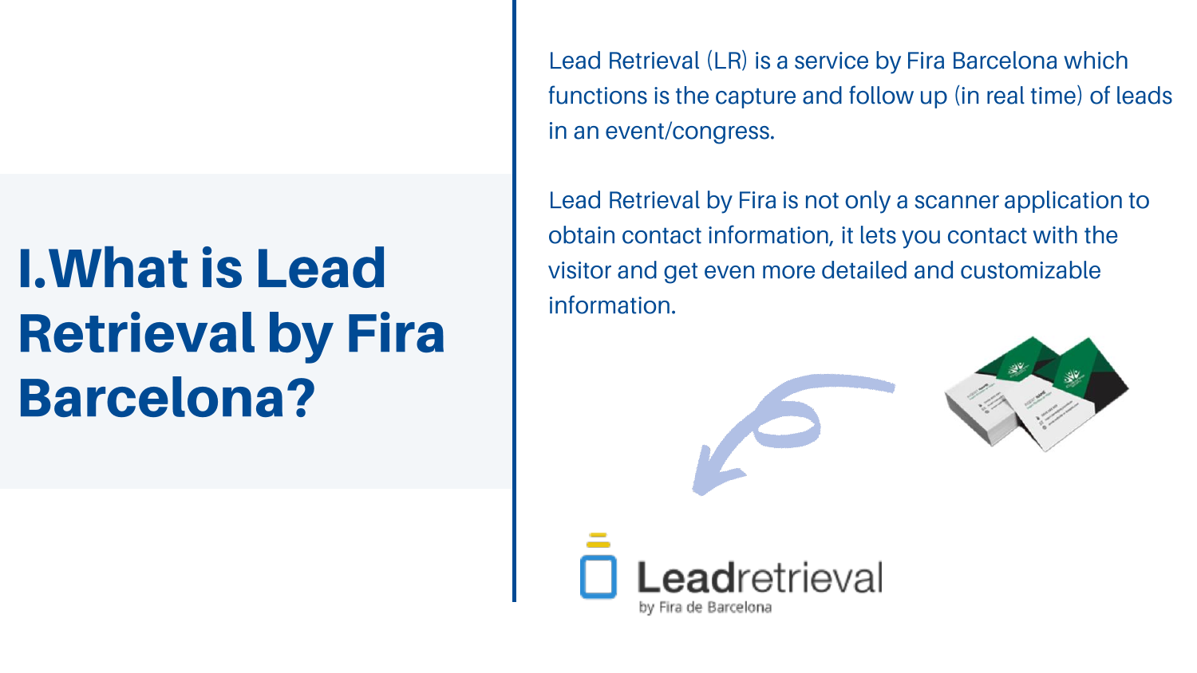# I.What is Lead Retrieval by Fira Barcelona?

Lead Retrieval (LR) is a service by Fira Barcelona which functions is the capture and follow up (in real time) of leads in an event/congress.

Lead Retrieval by Fira is not only a scanner application to obtain contact information, it lets you contact with the visitor and get even more detailed and customizable information.

Leadretrieval
by Fira de Barcelona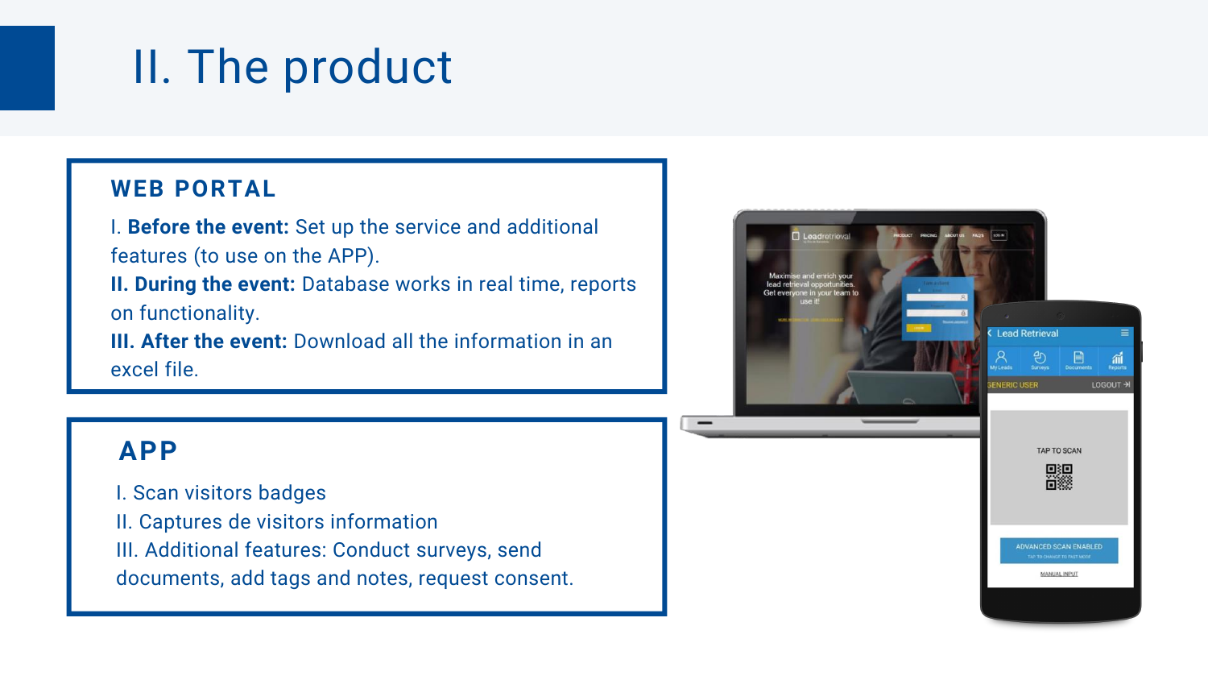# II. The product

## WEB PORTAL

I. **Before the event:** Set up the service and additional features (to use on the APP).
**II. During the event:** Database works in real time, reports on functionality.
**III. After the event:** Download all the information in an excel file.

## APP

I. Scan visitors badges
II. Captures de visitors information
III. Additional features: Conduct surveys, send documents, add tags and notes, request consent.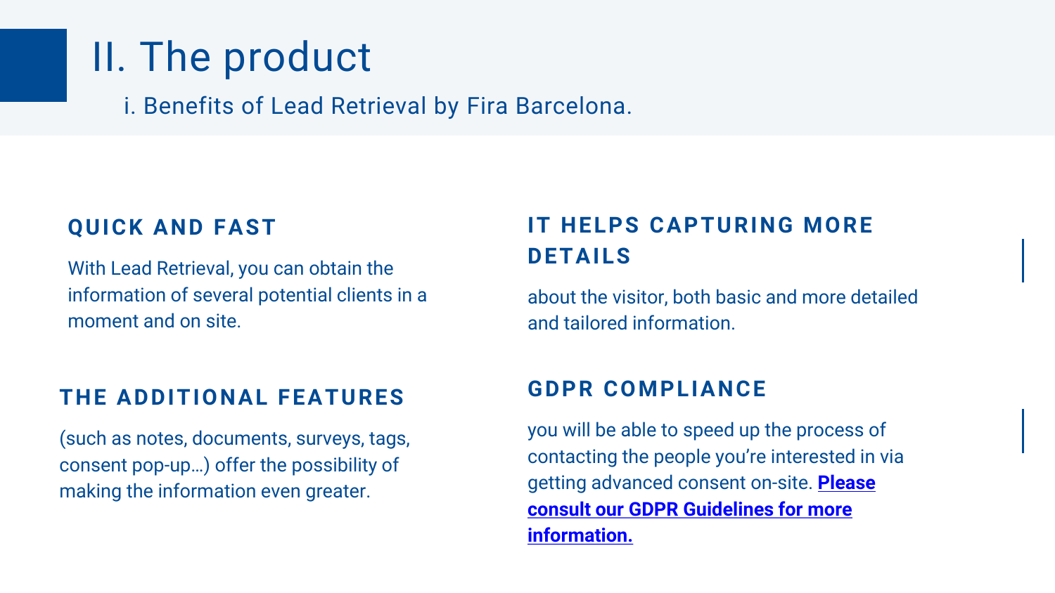# II. The product

## i. Benefits of Lead Retrieval by Fira Barcelona.

### QUICK AND FAST

With Lead Retrieval, you can obtain the information of several potential clients in a moment and on site.

### THE ADDITIONAL FEATURES

(such as notes, documents, surveys, tags, consent pop-up…) offer the possibility of making the information even greater.

### IT HELPS CAPTURING MORE DETAILS

about the visitor, both basic and more detailed and tailored information.

### GDPR COMPLIANCE

you will be able to speed up the process of contacting the people you're interested in via getting advanced consent on-site. **Please consult our GDPR Guidelines for more information.**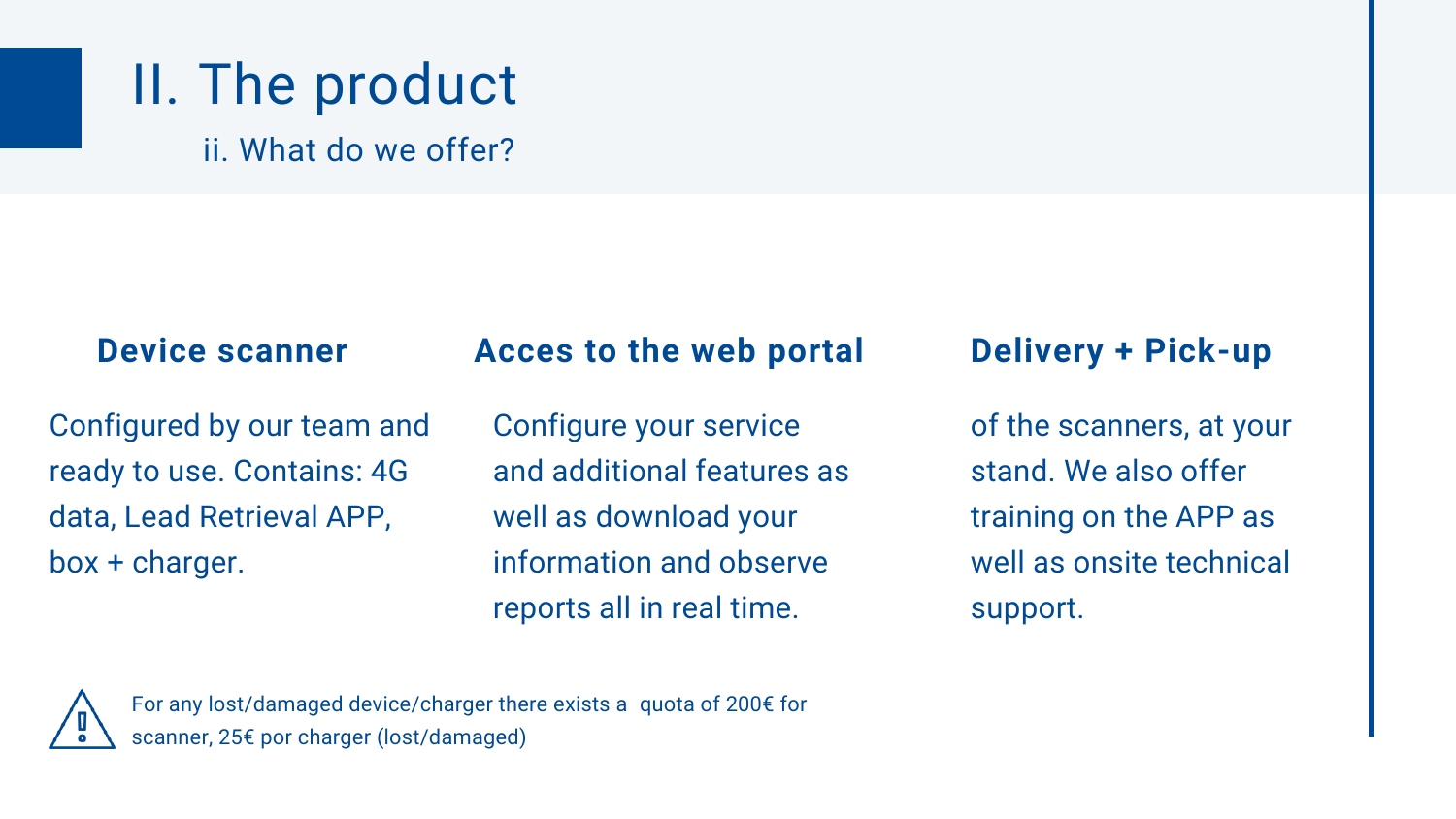# II. The product

## ii. What do we offer?

### Device scanner

Configured by our team and ready to use. Contains: 4G data, Lead Retrieval APP, box + charger.

### Acces to the web portal

Configure your service and additional features as well as download your information and observe reports all in real time.

### Delivery + Pick-up

of the scanners, at your stand. We also offer training on the APP as well as onsite technical support.

For any lost/damaged device/charger there exists a  quota of 200€ for scanner, 25€ por charger (lost/damaged)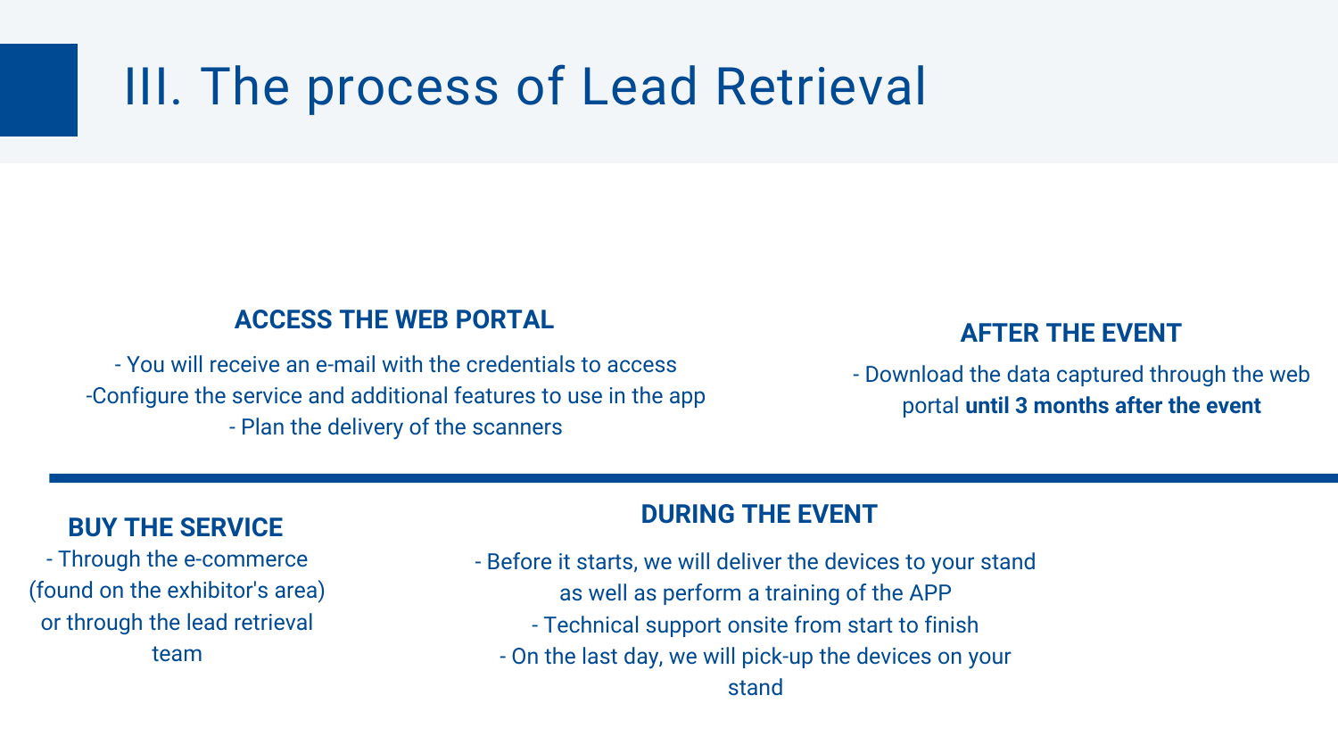# III. The process of Lead Retrieval

### BUY THE SERVICE

- Through the e-commerce (found on the exhibitor's area) or through the lead retrieval team

### ACCESS THE WEB PORTAL

- You will receive an e-mail with the credentials to access
- Configure the service and additional features to use in the app
- Plan the delivery of the scanners

### DURING THE EVENT

- Before it starts, we will deliver the devices to your stand as well as perform a training of the APP
- Technical support onsite from start to finish
- On the last day, we will pick-up the devices on your stand

### AFTER THE EVENT

- Download the data captured through the web portal **until 3 months after the event**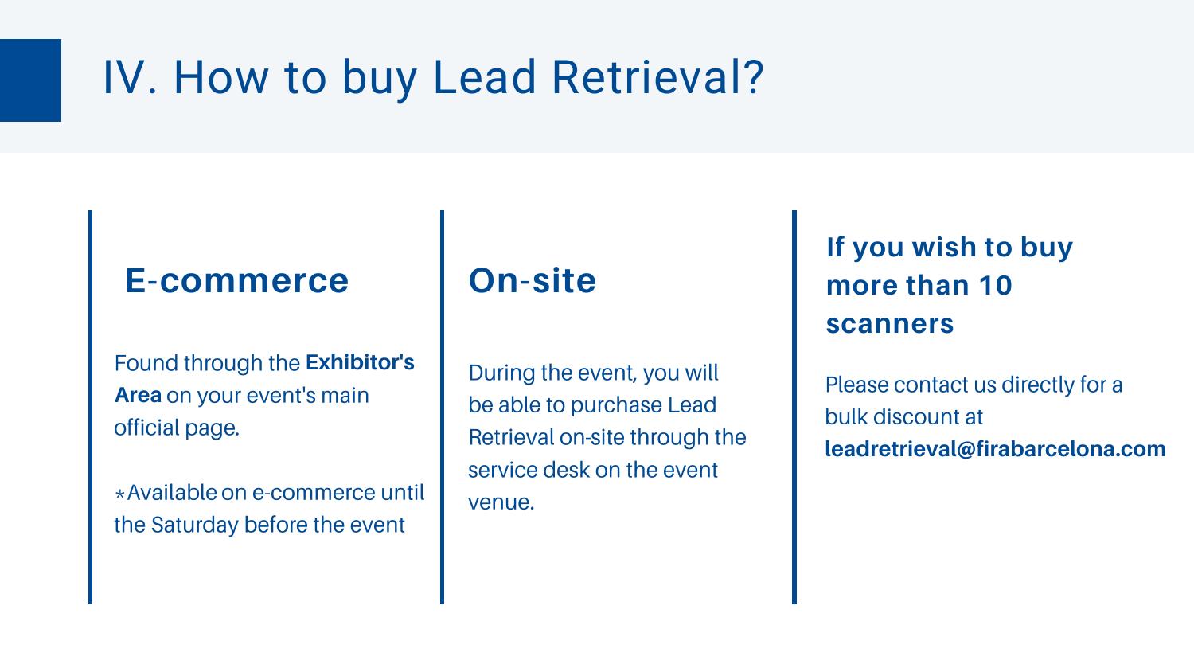# IV. How to buy Lead Retrieval?

## E-commerce

Found through the **Exhibitor's Area** on your event's main official page.

*Available on e-commerce until the Saturday before the event

## On-site

During the event, you will be able to purchase Lead Retrieval on-site through the service desk on the event venue.

## If you wish to buy more than 10 scanners

Please contact us directly for a bulk discount at **leadretrieval@firabarcelona.com**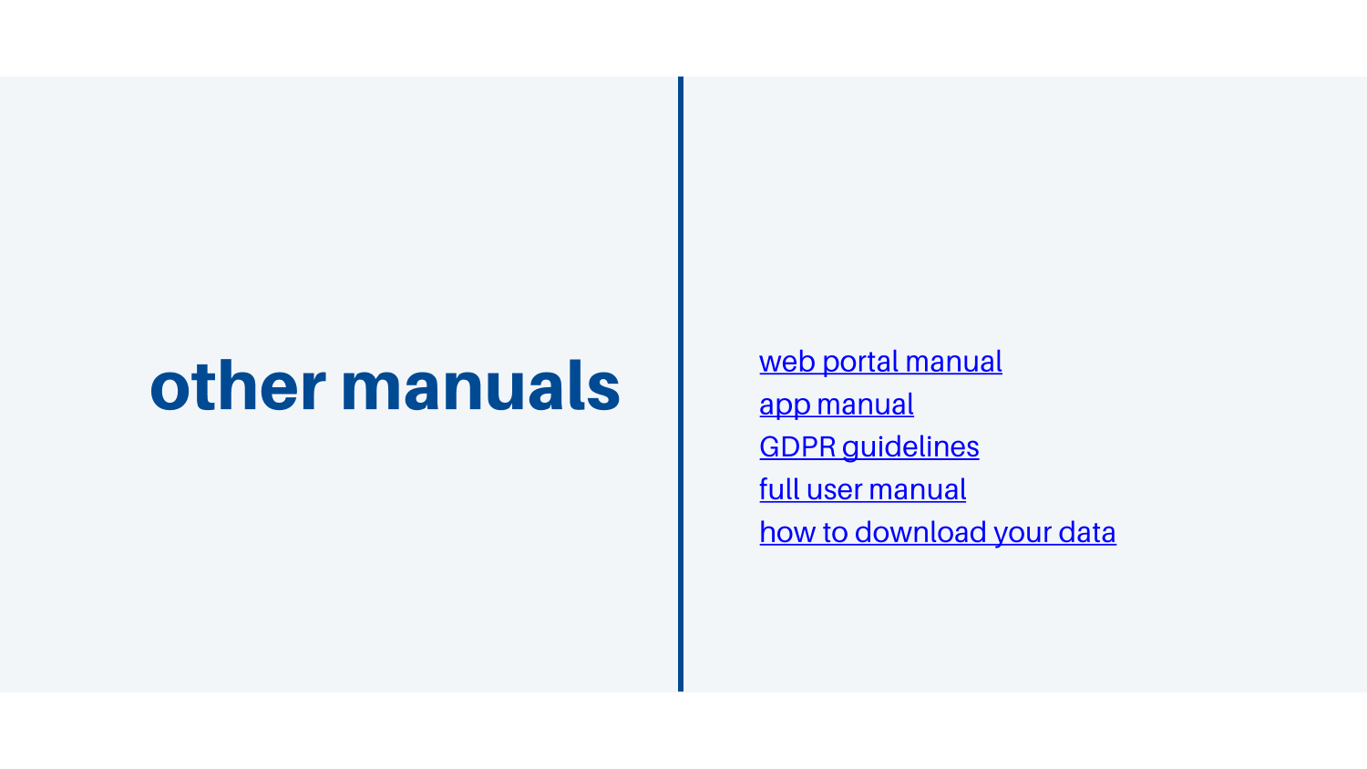# other manuals

- web portal manual
- app manual
- GDPR guidelines
- full user manual
- how to download your data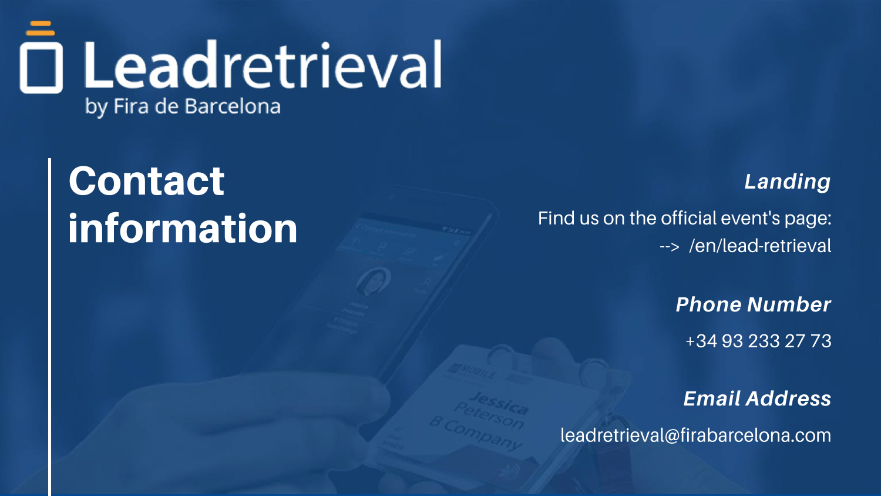# Leadretrieval

by Fira de Barcelona

## Contact information

***Landing***

Find us on the official event's page:
-->  /en/lead-retrieval

***Phone Number***

+34 93 233 27 73

***Email Address***

leadretrieval@firabarcelona.com